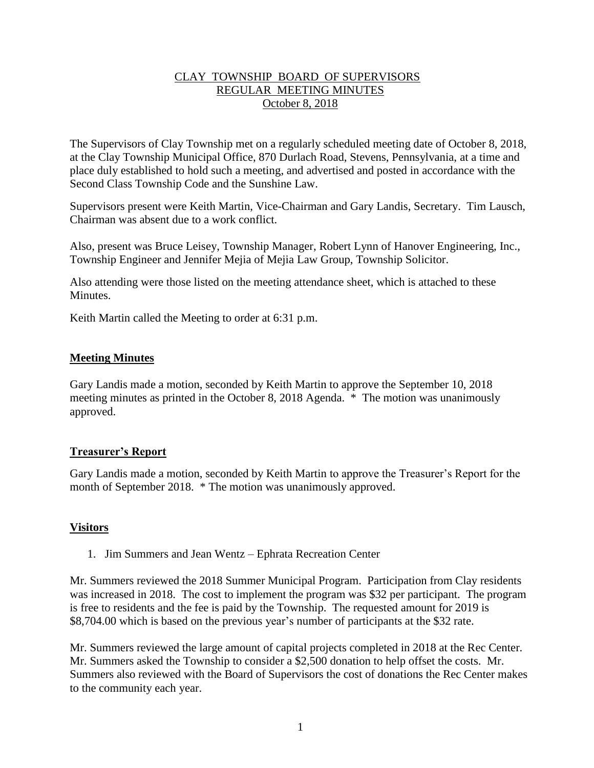# CLAY TOWNSHIP BOARD OF SUPERVISORS
# REGULAR MEETING MINUTES
# October 8, 2018

The Supervisors of Clay Township met on a regularly scheduled meeting date of October 8, 2018, at the Clay Township Municipal Office, 870 Durlach Road, Stevens, Pennsylvania, at a time and place duly established to hold such a meeting, and advertised and posted in accordance with the Second Class Township Code and the Sunshine Law.

Supervisors present were Keith Martin, Vice-Chairman and Gary Landis, Secretary. Tim Lausch, Chairman was absent due to a work conflict.

Also, present was Bruce Leisey, Township Manager, Robert Lynn of Hanover Engineering, Inc., Township Engineer and Jennifer Mejia of Mejia Law Group, Township Solicitor.

Also attending were those listed on the meeting attendance sheet, which is attached to these Minutes.

Keith Martin called the Meeting to order at 6:31 p.m.

## Meeting Minutes

Gary Landis made a motion, seconded by Keith Martin to approve the September 10, 2018 meeting minutes as printed in the October 8, 2018 Agenda. * The motion was unanimously approved.

## Treasurer's Report

Gary Landis made a motion, seconded by Keith Martin to approve the Treasurer's Report for the month of September 2018. * The motion was unanimously approved.

## Visitors

1. Jim Summers and Jean Wentz – Ephrata Recreation Center

Mr. Summers reviewed the 2018 Summer Municipal Program. Participation from Clay residents was increased in 2018. The cost to implement the program was $32 per participant. The program is free to residents and the fee is paid by the Township. The requested amount for 2019 is $8,704.00 which is based on the previous year's number of participants at the $32 rate.

Mr. Summers reviewed the large amount of capital projects completed in 2018 at the Rec Center. Mr. Summers asked the Township to consider a $2,500 donation to help offset the costs. Mr. Summers also reviewed with the Board of Supervisors the cost of donations the Rec Center makes to the community each year.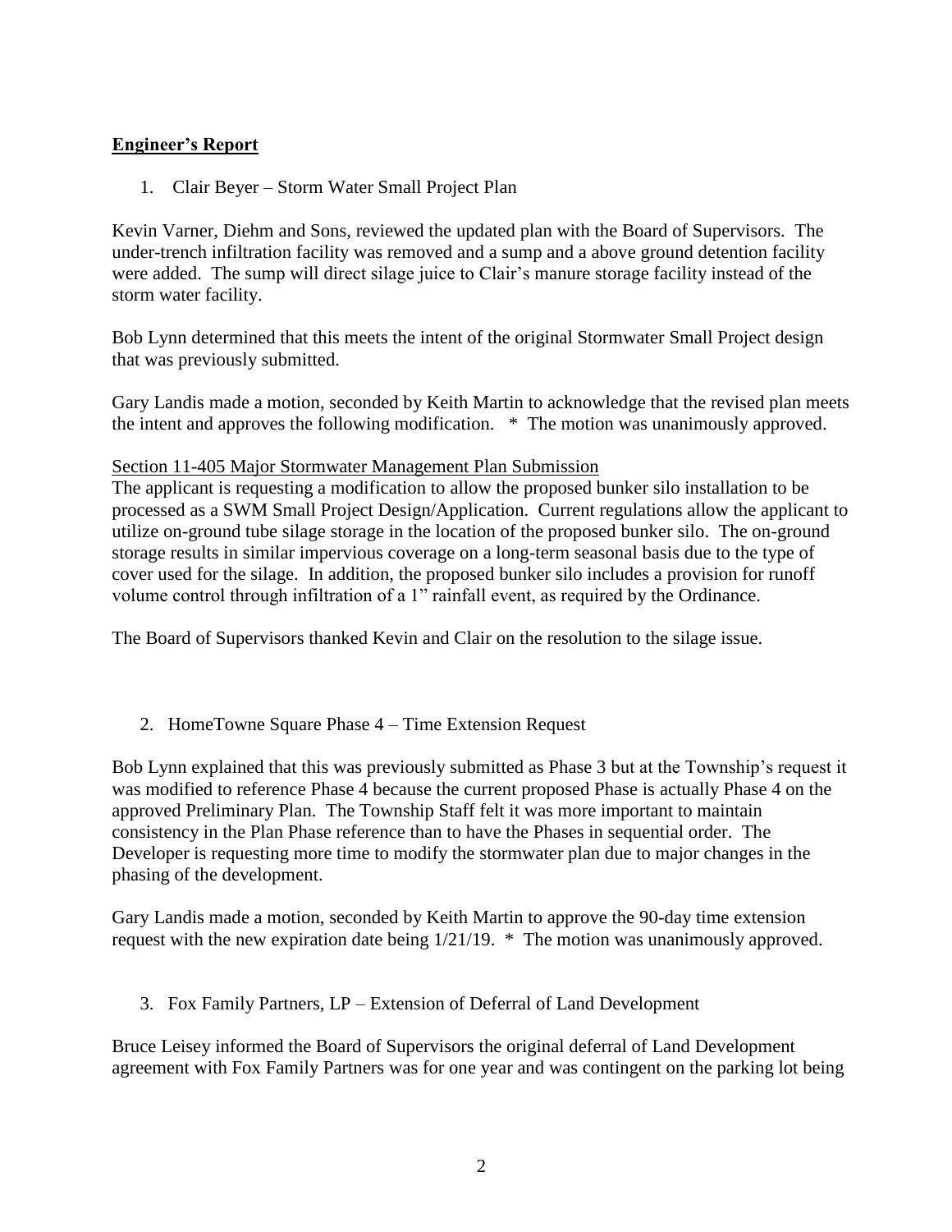## Engineer's Report

1. Clair Beyer – Storm Water Small Project Plan

Kevin Varner, Diehm and Sons, reviewed the updated plan with the Board of Supervisors. The under-trench infiltration facility was removed and a sump and a above ground detention facility were added. The sump will direct silage juice to Clair's manure storage facility instead of the storm water facility.

Bob Lynn determined that this meets the intent of the original Stormwater Small Project design that was previously submitted.

Gary Landis made a motion, seconded by Keith Martin to acknowledge that the revised plan meets the intent and approves the following modification. * The motion was unanimously approved.

Section 11-405 Major Stormwater Management Plan Submission
The applicant is requesting a modification to allow the proposed bunker silo installation to be processed as a SWM Small Project Design/Application. Current regulations allow the applicant to utilize on-ground tube silage storage in the location of the proposed bunker silo. The on-ground storage results in similar impervious coverage on a long-term seasonal basis due to the type of cover used for the silage. In addition, the proposed bunker silo includes a provision for runoff volume control through infiltration of a 1" rainfall event, as required by the Ordinance.

The Board of Supervisors thanked Kevin and Clair on the resolution to the silage issue.

2. HomeTowne Square Phase 4 – Time Extension Request

Bob Lynn explained that this was previously submitted as Phase 3 but at the Township's request it was modified to reference Phase 4 because the current proposed Phase is actually Phase 4 on the approved Preliminary Plan. The Township Staff felt it was more important to maintain consistency in the Plan Phase reference than to have the Phases in sequential order. The Developer is requesting more time to modify the stormwater plan due to major changes in the phasing of the development.

Gary Landis made a motion, seconded by Keith Martin to approve the 90-day time extension request with the new expiration date being 1/21/19. * The motion was unanimously approved.

3. Fox Family Partners, LP – Extension of Deferral of Land Development

Bruce Leisey informed the Board of Supervisors the original deferral of Land Development agreement with Fox Family Partners was for one year and was contingent on the parking lot being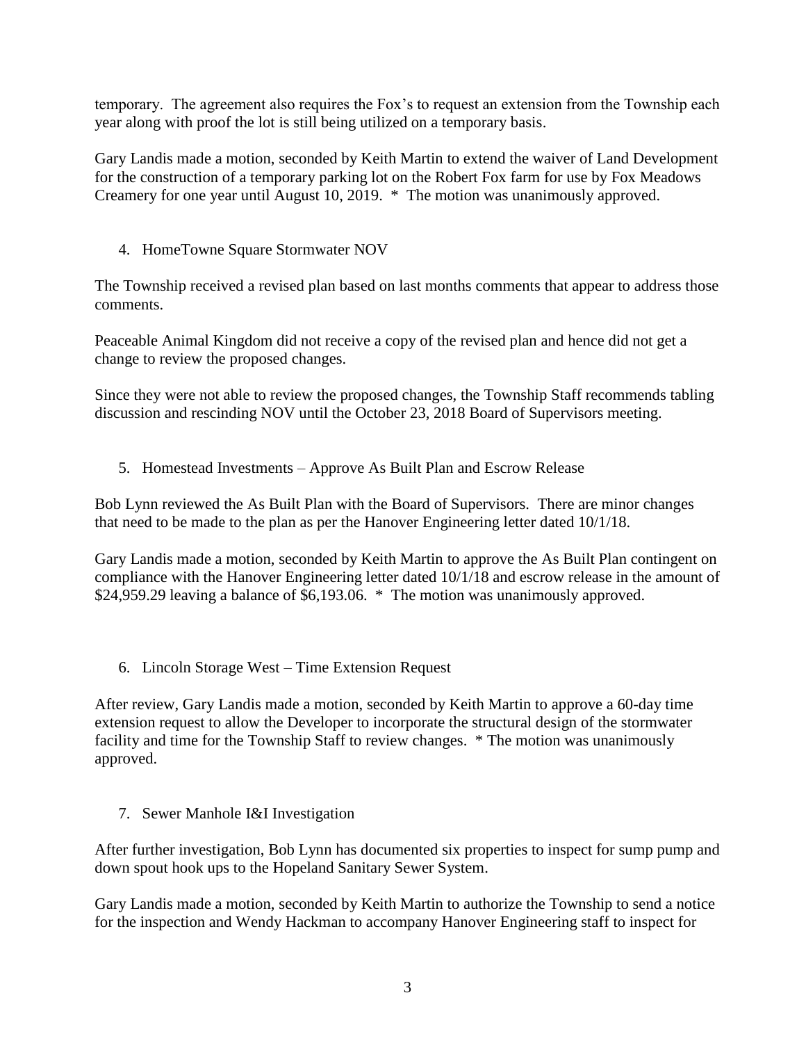temporary. The agreement also requires the Fox's to request an extension from the Township each year along with proof the lot is still being utilized on a temporary basis.

Gary Landis made a motion, seconded by Keith Martin to extend the waiver of Land Development for the construction of a temporary parking lot on the Robert Fox farm for use by Fox Meadows Creamery for one year until August 10, 2019. * The motion was unanimously approved.

4. HomeTowne Square Stormwater NOV

The Township received a revised plan based on last months comments that appear to address those comments.

Peaceable Animal Kingdom did not receive a copy of the revised plan and hence did not get a change to review the proposed changes.

Since they were not able to review the proposed changes, the Township Staff recommends tabling discussion and rescinding NOV until the October 23, 2018 Board of Supervisors meeting.

5. Homestead Investments – Approve As Built Plan and Escrow Release

Bob Lynn reviewed the As Built Plan with the Board of Supervisors. There are minor changes that need to be made to the plan as per the Hanover Engineering letter dated 10/1/18.

Gary Landis made a motion, seconded by Keith Martin to approve the As Built Plan contingent on compliance with the Hanover Engineering letter dated 10/1/18 and escrow release in the amount of $24,959.29 leaving a balance of $6,193.06. * The motion was unanimously approved.

6. Lincoln Storage West – Time Extension Request

After review, Gary Landis made a motion, seconded by Keith Martin to approve a 60-day time extension request to allow the Developer to incorporate the structural design of the stormwater facility and time for the Township Staff to review changes. * The motion was unanimously approved.

7. Sewer Manhole I&I Investigation

After further investigation, Bob Lynn has documented six properties to inspect for sump pump and down spout hook ups to the Hopeland Sanitary Sewer System.

Gary Landis made a motion, seconded by Keith Martin to authorize the Township to send a notice for the inspection and Wendy Hackman to accompany Hanover Engineering staff to inspect for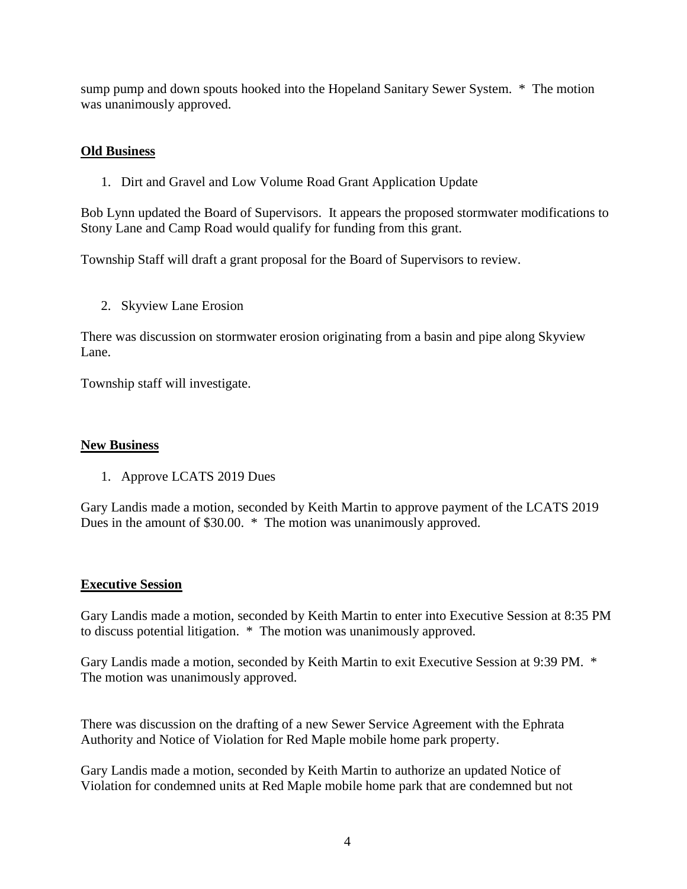sump pump and down spouts hooked into the Hopeland Sanitary Sewer System. * The motion was unanimously approved.

**Old Business**

1. Dirt and Gravel and Low Volume Road Grant Application Update

Bob Lynn updated the Board of Supervisors. It appears the proposed stormwater modifications to Stony Lane and Camp Road would qualify for funding from this grant.

Township Staff will draft a grant proposal for the Board of Supervisors to review.

2. Skyview Lane Erosion

There was discussion on stormwater erosion originating from a basin and pipe along Skyview Lane.

Township staff will investigate.

**New Business**

1. Approve LCATS 2019 Dues

Gary Landis made a motion, seconded by Keith Martin to approve payment of the LCATS 2019 Dues in the amount of $30.00. * The motion was unanimously approved.

**Executive Session**

Gary Landis made a motion, seconded by Keith Martin to enter into Executive Session at 8:35 PM to discuss potential litigation. * The motion was unanimously approved.

Gary Landis made a motion, seconded by Keith Martin to exit Executive Session at 9:39 PM. * The motion was unanimously approved.

There was discussion on the drafting of a new Sewer Service Agreement with the Ephrata Authority and Notice of Violation for Red Maple mobile home park property.

Gary Landis made a motion, seconded by Keith Martin to authorize an updated Notice of Violation for condemned units at Red Maple mobile home park that are condemned but not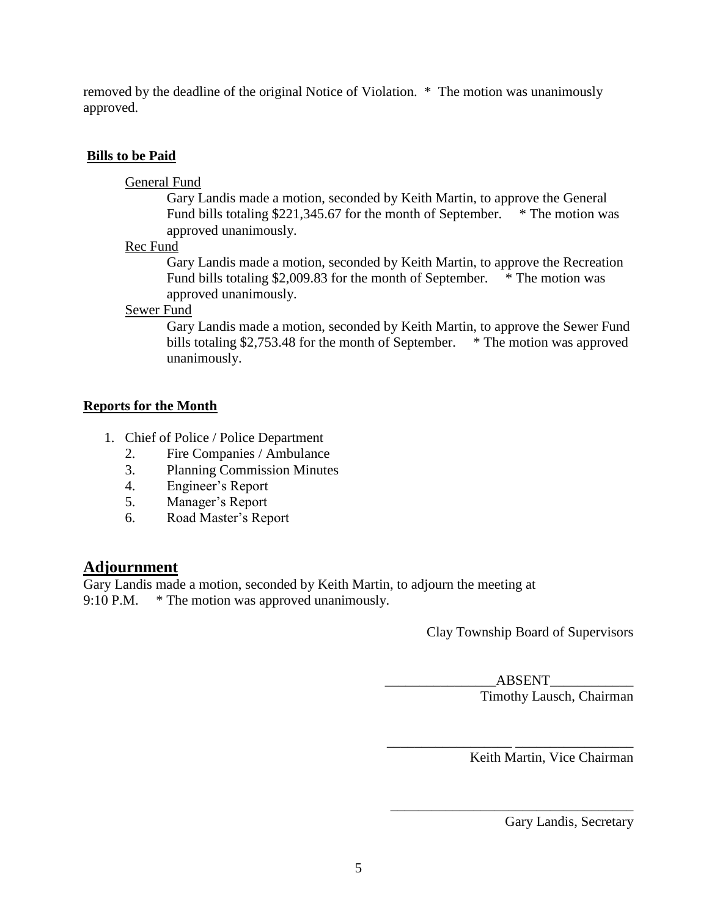removed by the deadline of the original Notice of Violation. * The motion was unanimously approved.

**Bills to be Paid**

General Fund

Gary Landis made a motion, seconded by Keith Martin, to approve the General Fund bills totaling $221,345.67 for the month of September. * The motion was approved unanimously.

Rec Fund

Gary Landis made a motion, seconded by Keith Martin, to approve the Recreation Fund bills totaling $2,009.83 for the month of September. * The motion was approved unanimously.

Sewer Fund

Gary Landis made a motion, seconded by Keith Martin, to approve the Sewer Fund bills totaling $2,753.48 for the month of September. * The motion was approved unanimously.

**Reports for the Month**

1. Chief of Police / Police Department
2. Fire Companies / Ambulance
3. Planning Commission Minutes
4. Engineer's Report
5. Manager's Report
6. Road Master's Report

## Adjournment

Gary Landis made a motion, seconded by Keith Martin, to adjourn the meeting at 9:10 P.M. * The motion was approved unanimously.

Clay Township Board of Supervisors

________________ABSENT____________
Timothy Lausch, Chairman

__________________ _________________
Keith Martin, Vice Chairman

___________________________________
Gary Landis, Secretary